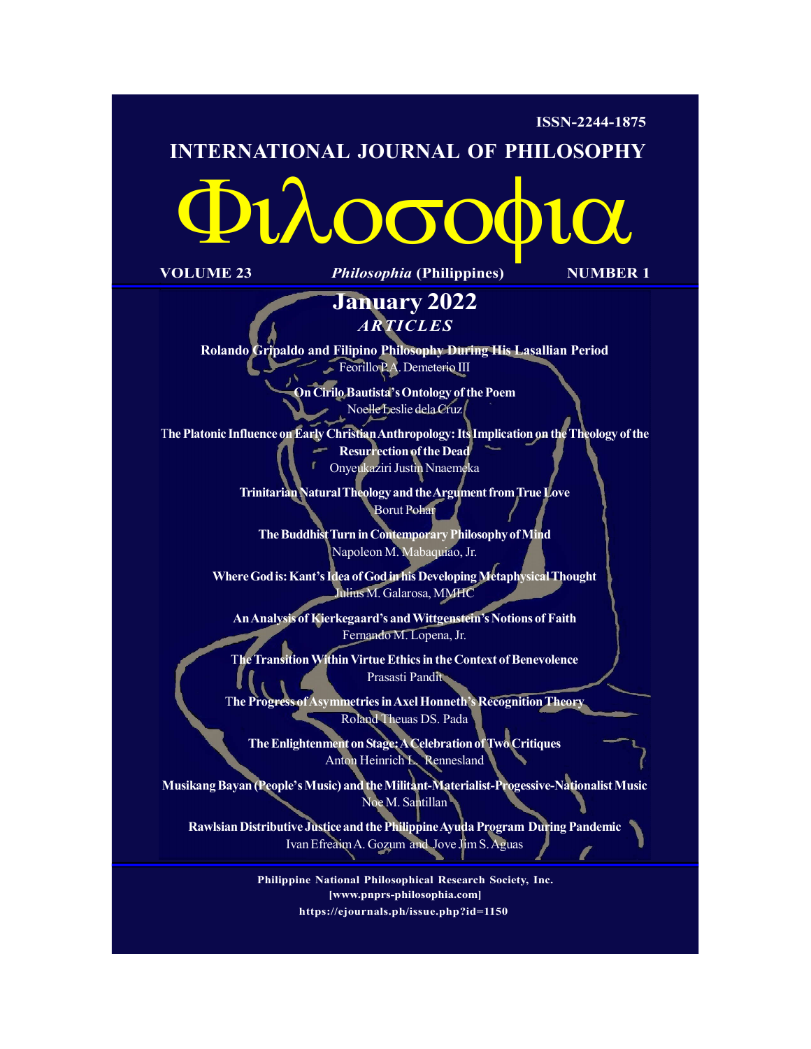ISSN-2244-1875

# INTERNATIONAL JOURNAL OF PHILOSOPHY

# Φιλοσοφια

VOLUME 23 *Philosophia* (Philippines) NUMBER 1

## January 2022

### *ARTICLES*

**Rolando Gripaldo and Filipino Philosophy During His Lasallian Period**
Feorillo P.A. Demeterio III

**On Cirilo Bautista's Ontology of the Poem**
Noelle Leslie dela Cruz

**The Platonic Influence on Early Christian Anthropology: Its Implication on the Theology of the Resurrection of the Dead**
Onyeukaziri Justin Nnaemeka

**Trinitarian Natural Theology and the Argument from True Love**
Borut Pohar

**The Buddhist Turn in Contemporary Philosophy of Mind**
Napoleon M. Mabaquiao, Jr.

**Where God is: Kant's Idea of God in his Developing Metaphysical Thought**
Julius M. Galarosa, MMHC

**An Analysis of Kierkegaard's and Wittgenstein's Notions of Faith**
Fernando M. Lopena, Jr.

**The Transition Within Virtue Ethics in the Context of Benevolence**
Prasasti Pandit

**The Progress of Asymmetries in Axel Honneth's Recognition Theory**
Roland Theuas DS. Pada

**The Enlightenment on Stage: A Celebration of Two Critiques**
Anton Heinrich L. Rennesland

**Musikang Bayan (People's Music) and the Militant-Materialist-Progessive-Nationalist Music**
Noe M. Santillan

**Rawlsian Distributive Justice and the Philippine Ayuda Program During Pandemic**
Ivan Efreaim A. Gozum and Jove Jim S. Aguas

**Philippine National Philosophical Research Society, Inc.**
**[www.pnprs-philosophia.com]**
**https://ejournals.ph/issue.php?id=1150**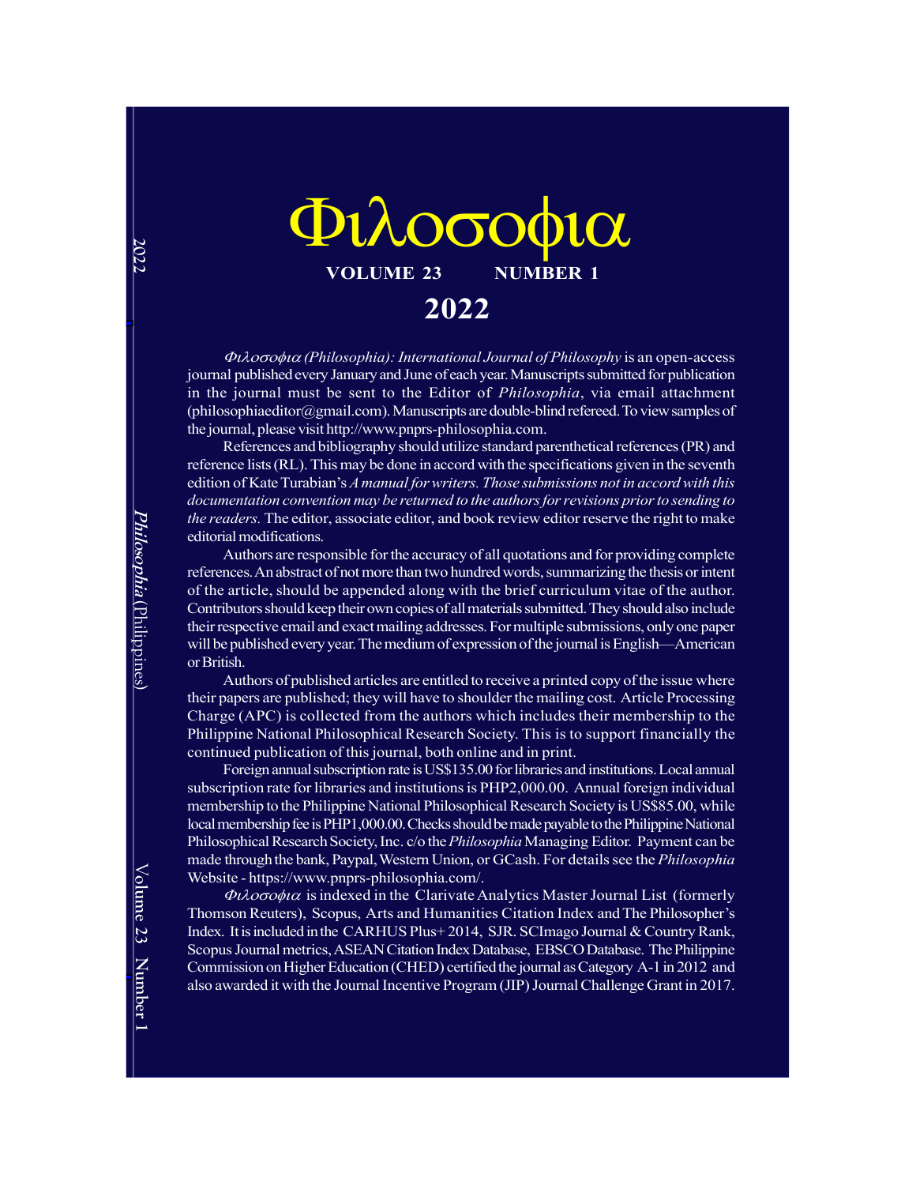# Φιλοσοφια

**VOLUME 23 NUMBER 1**

**2022**

*Φιλοσοφια (Philosophia): International Journal of Philosophy* is an open-access journal published every January and June of each year. Manuscripts submitted for publication in the journal must be sent to the Editor of *Philosophia*, via email attachment (philosophiaeditor@gmail.com). Manuscripts are double-blind refereed. To view samples of the journal, please visit http://www.pnprs-philosophia.com.

References and bibliography should utilize standard parenthetical references (PR) and reference lists (RL). This may be done in accord with the specifications given in the seventh edition of Kate Turabian's *A manual for writers. Those submissions not in accord with this documentation convention may be returned to the authors for revisions prior to sending to the readers.* The editor, associate editor, and book review editor reserve the right to make editorial modifications.

Authors are responsible for the accuracy of all quotations and for providing complete references. An abstract of not more than two hundred words, summarizing the thesis or intent of the article, should be appended along with the brief curriculum vitae of the author. Contributors should keep their own copies of all materials submitted. They should also include their respective email and exact mailing addresses. For multiple submissions, only one paper will be published every year. The medium of expression of the journal is English—American or British.

Authors of published articles are entitled to receive a printed copy of the issue where their papers are published; they will have to shoulder the mailing cost. Article Processing Charge (APC) is collected from the authors which includes their membership to the Philippine National Philosophical Research Society. This is to support financially the continued publication of this journal, both online and in print.

Foreign annual subscription rate is US$135.00 for libraries and institutions. Local annual subscription rate for libraries and institutions is PHP2,000.00. Annual foreign individual membership to the Philippine National Philosophical Research Society is US$85.00, while local membership fee is PHP1,000.00. Checks should be made payable to the Philippine National Philosophical Research Society, Inc. c/o the *Philosophia* Managing Editor. Payment can be made through the bank, Paypal, Western Union, or GCash. For details see the *Philosophia* Website - https://www.pnprs-philosophia.com/.

*Φιλοσοφια* is indexed in the Clarivate Analytics Master Journal List (formerly Thomson Reuters), Scopus, Arts and Humanities Citation Index and The Philosopher's Index. It is included in the CARHUS Plus+ 2014, SJR. SCImago Journal & Country Rank, Scopus Journal metrics, ASEAN Citation Index Database, EBSCO Database. The Philippine Commission on Higher Education (CHED) certified the journal as Category A-1 in 2012 and also awarded it with the Journal Incentive Program (JIP) Journal Challenge Grant in 2017.